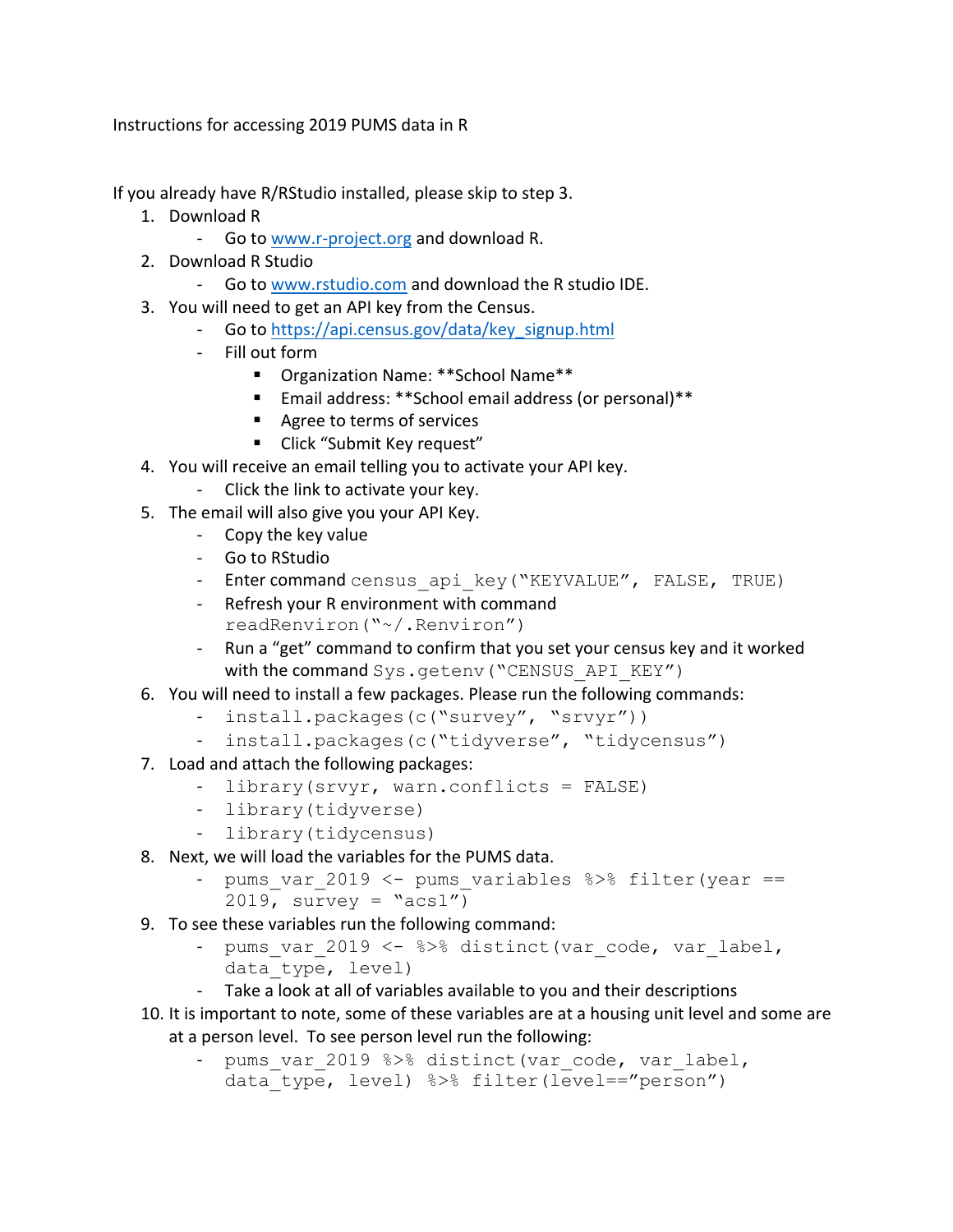Instructions for accessing 2019 PUMS data in R

If you already have R/RStudio installed, please skip to step 3.

1. Download R
   - Go to [www.r-project.org](www.r-project.org) and download R.
2. Download R Studio
   - Go to [www.rstudio.com](www.rstudio.com) and download the R studio IDE.
3. You will need to get an API key from the Census.
   - Go to [https://api.census.gov/data/key_signup.html](https://api.census.gov/data/key_signup.html)
   - Fill out form
     - Organization Name: **School Name**
     - Email address: **School email address (or personal)**
     - Agree to terms of services
     - Click "Submit Key request"
4. You will receive an email telling you to activate your API key.
   - Click the link to activate your key.
5. The email will also give you your API Key.
   - Copy the key value
   - Go to RStudio
   - Enter command `census_api_key("KEYVALUE", FALSE, TRUE)`
   - Refresh your R environment with command `readRenviron("~/.Renviron")`
   - Run a "get" command to confirm that you set your census key and it worked with the command `Sys.getenv("CENSUS_API_KEY")`
6. You will need to install a few packages. Please run the following commands:
   - `install.packages(c("survey", "srvyr"))`
   - `install.packages(c("tidyverse", "tidycensus")`
7. Load and attach the following packages:
   - `library(srvyr, warn.conflicts = FALSE)`
   - `library(tidyverse)`
   - `library(tidycensus)`
8. Next, we will load the variables for the PUMS data.
   - `pums_var_2019 <- pums_variables %>% filter(year == 2019, survey = "acs1")`
9. To see these variables run the following command:
   - `pums_var_2019 <- %>% distinct(var_code, var_label, data_type, level)`
   - Take a look at all of variables available to you and their descriptions
10. It is important to note, some of these variables are at a housing unit level and some are at a person level. To see person level run the following:
    - `pums_var_2019 %>% distinct(var_code, var_label, data_type, level) %>% filter(level=="person")`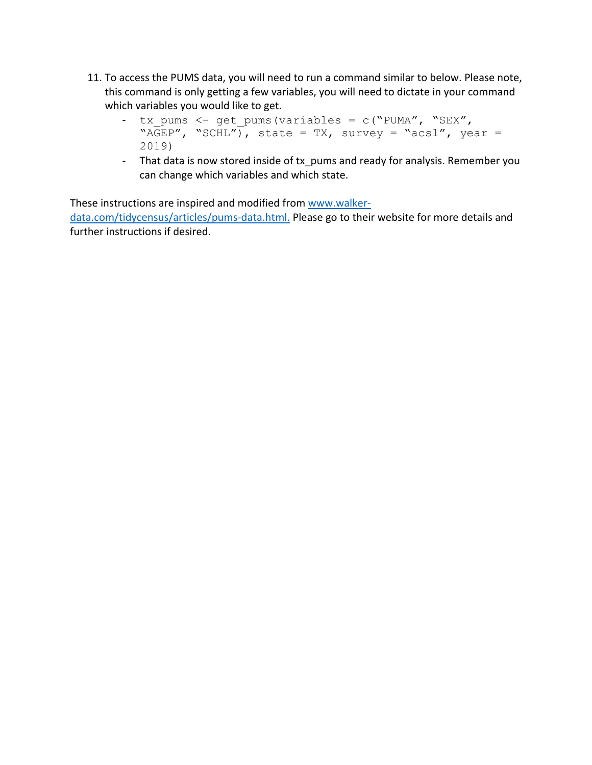11. To access the PUMS data, you will need to run a command similar to below. Please note, this command is only getting a few variables, you will need to dictate in your command which variables you would like to get.
    - `tx_pums <- get_pums(variables = c("PUMA", "SEX", "AGEP", "SCHL"), state = TX, survey = "acs1", year = 2019)`
    - That data is now stored inside of tx_pums and ready for analysis. Remember you can change which variables and which state.

These instructions are inspired and modified from [www.walker-data.com/tidycensus/articles/pums-data.html.](www.walker-data.com/tidycensus/articles/pums-data.html) Please go to their website for more details and further instructions if desired.